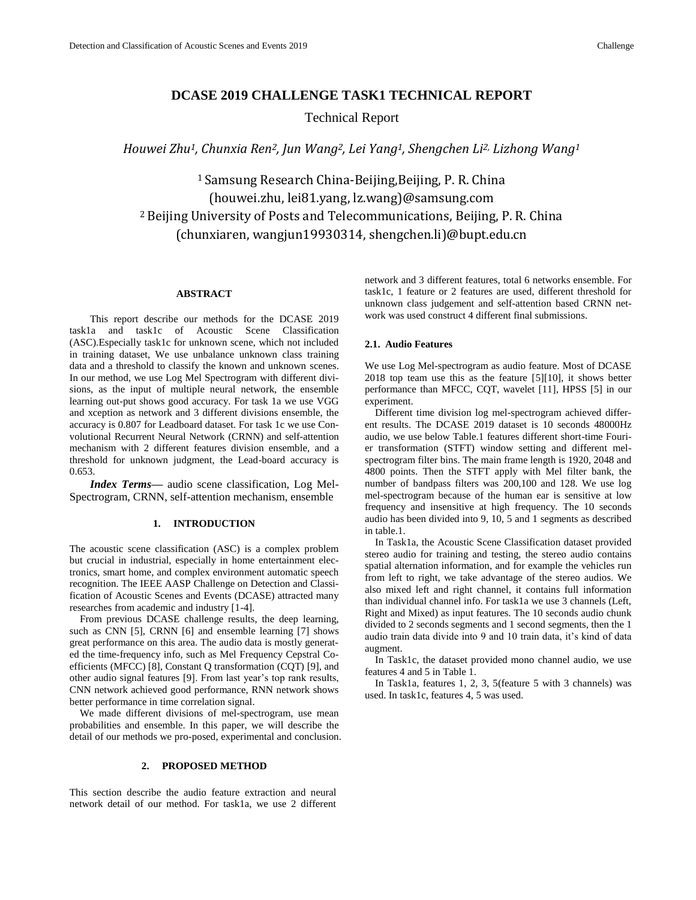# DCASE 2019 CHALLENGE TASK1 TECHNICAL REPORT

Technical Report

*Houwei Zhu[1], Chunxia Ren[2], Jun Wang[2], Lei Yang[1], Shengchen Li[2], Lizhong Wang[1]*

[1] Samsung Research China-Beijing,Beijing, P. R. China
(houwei.zhu, lei81.yang, lz.wang)@samsung.com
[2] Beijing University of Posts and Telecommunications, Beijing, P. R. China
(chunxiaren, wangjun19930314, shengchen.li)@bupt.edu.cn

## ABSTRACT

This report describe our methods for the DCASE 2019 task1a and task1c of Acoustic Scene Classification (ASC).Especially task1c for unknown scene, which not included in training dataset, We use unbalance unknown class training data and a threshold to classify the known and unknown scenes. In our method, we use Log Mel Spectrogram with different divisions, as the input of multiple neural network, the ensemble learning out-put shows good accuracy. For task 1a we use VGG and xception as network and 3 different divisions ensemble, the accuracy is 0.807 for Leadboard dataset. For task 1c we use Convolutional Recurrent Neural Network (CRNN) and self-attention mechanism with 2 different features division ensemble, and a threshold for unknown judgment, the Lead-board accuracy is 0.653.

***Index Terms*—** audio scene classification, Log Mel-Spectrogram, CRNN, self-attention mechanism, ensemble

## 1. INTRODUCTION

The acoustic scene classification (ASC) is a complex problem but crucial in industrial, especially in home entertainment electronics, smart home, and complex environment automatic speech recognition. The IEEE AASP Challenge on Detection and Classification of Acoustic Scenes and Events (DCASE) attracted many researches from academic and industry [1-4].

From previous DCASE challenge results, the deep learning, such as CNN [5], CRNN [6] and ensemble learning [7] shows great performance on this area. The audio data is mostly generated the time-frequency info, such as Mel Frequency Cepstral Coefficients (MFCC) [8], Constant Q transformation (CQT) [9], and other audio signal features [9]. From last year's top rank results, CNN network achieved good performance, RNN network shows better performance in time correlation signal.

We made different divisions of mel-spectrogram, use mean probabilities and ensemble. In this paper, we will describe the detail of our methods we pro-posed, experimental and conclusion.

## 2. PROPOSED METHOD

This section describe the audio feature extraction and neural network detail of our method. For task1a, we use 2 different network and 3 different features, total 6 networks ensemble. For task1c, 1 feature or 2 features are used, different threshold for unknown class judgement and self-attention based CRNN network was used construct 4 different final submissions.

### 2.1. Audio Features

We use Log Mel-spectrogram as audio feature. Most of DCASE 2018 top team use this as the feature [5][10], it shows better performance than MFCC, CQT, wavelet [11], HPSS [5] in our experiment.

Different time division log mel-spectrogram achieved different results. The DCASE 2019 dataset is 10 seconds 48000Hz audio, we use below Table.1 features different short-time Fourier transformation (STFT) window setting and different mel-spectrogram filter bins. The main frame length is 1920, 2048 and 4800 points. Then the STFT apply with Mel filter bank, the number of bandpass filters was 200,100 and 128. We use log mel-spectrogram because of the human ear is sensitive at low frequency and insensitive at high frequency. The 10 seconds audio has been divided into 9, 10, 5 and 1 segments as described in table.1.

In Task1a, the Acoustic Scene Classification dataset provided stereo audio for training and testing, the stereo audio contains spatial alternation information, and for example the vehicles run from left to right, we take advantage of the stereo audios. We also mixed left and right channel, it contains full information than individual channel info. For task1a we use 3 channels (Left, Right and Mixed) as input features. The 10 seconds audio chunk divided to 2 seconds segments and 1 second segments, then the 1 audio train data divide into 9 and 10 train data, it's kind of data augment.

In Task1c, the dataset provided mono channel audio, we use features 4 and 5 in Table 1.

In Task1a, features 1, 2, 3, 5(feature 5 with 3 channels) was used. In task1c, features 4, 5 was used.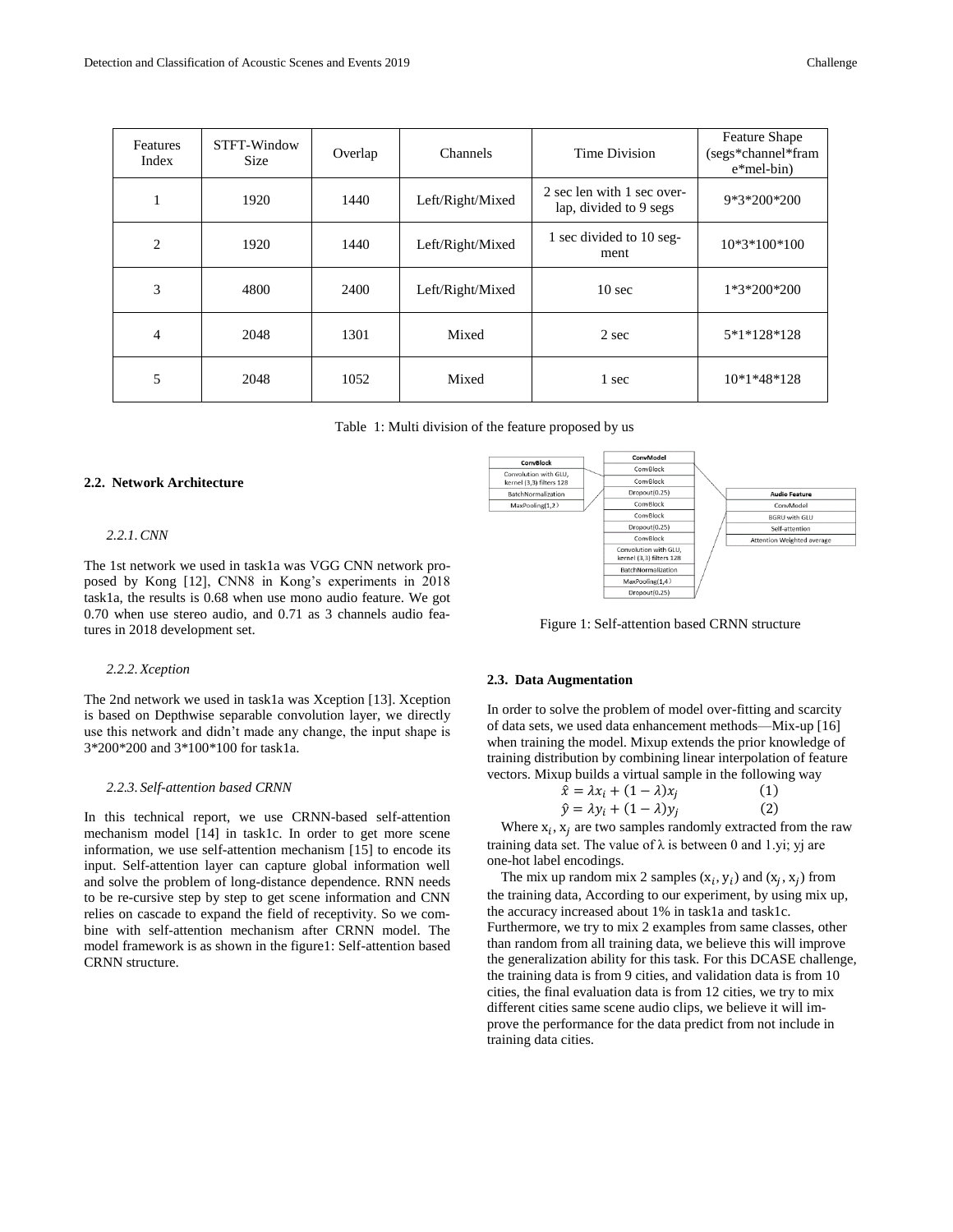| Features Index | STFT-Window Size | Overlap | Channels | Time Division | Feature Shape (segs*channel*frame*mel-bin) |
|---|---|---|---|---|---|
| 1 | 1920 | 1440 | Left/Right/Mixed | 2 sec len with 1 sec overlap, divided to 9 segs | 9*3*200*200 |
| 2 | 1920 | 1440 | Left/Right/Mixed | 1 sec divided to 10 segment | 10*3*100*100 |
| 3 | 4800 | 2400 | Left/Right/Mixed | 10 sec | 1*3*200*200 |
| 4 | 2048 | 1301 | Mixed | 2 sec | 5*1*128*128 |
| 5 | 2048 | 1052 | Mixed | 1 sec | 10*1*48*128 |

Table 1: Multi division of the feature proposed by us

### 2.2. Network Architecture

#### 2.2.1. CNN

The 1st network we used in task1a was VGG CNN network proposed by Kong [12], CNN8 in Kong's experiments in 2018 task1a, the results is 0.68 when use mono audio feature. We got 0.70 when use stereo audio, and 0.71 as 3 channels audio features in 2018 development set.

#### 2.2.2. Xception

The 2nd network we used in task1a was Xception [13]. Xception is based on Depthwise separable convolution layer, we directly use this network and didn't made any change, the input shape is 3*200*200 and 3*100*100 for task1a.

#### 2.2.3. Self-attention based CRNN

In this technical report, we use CRNN-based self-attention mechanism model [14] in task1c. In order to get more scene information, we use self-attention mechanism [15] to encode its input. Self-attention layer can capture global information well and solve the problem of long-distance dependence. RNN needs to be re-cursive step by step to get scene information and CNN relies on cascade to expand the field of receptivity. So we combine with self-attention mechanism after CRNN model. The model framework is as shown in the figure1: Self-attention based CRNN structure.

| ConvBlock |
|---|
| Convolution with GLU, kernel (3,3) filters 128 |
| BatchNormalization |
| MaxPooling(1,2) |

| ConvModel |
|---|
| ConvBlock |
| ConvBlock |
| Dropout(0.25) |
| ConvBlock |
| ConvBlock |
| Dropout(0.25) |
| ConvBlock |
| Convolution with GLU, kernel (3,3) filters 128 |
| BatchNormalization |
| MaxPooling(1,4) |
| Dropout(0.25) |

| Audio Feature |
|---|
| ConvModel |
| BGRU with GLU |
| Self-attention |
| Attention Weighted average |

Figure 1: Self-attention based CRNN structure

### 2.3. Data Augmentation

In order to solve the problem of model over-fitting and scarcity of data sets, we used data enhancement methods—Mix-up [16] when training the model. Mixup extends the prior knowledge of training distribution by combining linear interpolation of feature vectors. Mixup builds a virtual sample in the following way

$$\hat{x} = \lambda x_i + (1 - \lambda) x_j \quad (1)$$

$$\hat{y} = \lambda y_i + (1 - \lambda) y_j \quad (2)$$

Where $x_i$, $x_j$ are two samples randomly extracted from the raw training data set. The value of λ is between 0 and 1.yi; yj are one-hot label encodings.

The mix up random mix 2 samples $(x_i, y_i)$ and $(x_j, x_j)$ from the training data, According to our experiment, by using mix up, the accuracy increased about 1% in task1a and task1c. Furthermore, we try to mix 2 examples from same classes, other than random from all training data, we believe this will improve the generalization ability for this task. For this DCASE challenge, the training data is from 9 cities, and validation data is from 10 cities, the final evaluation data is from 12 cities, we try to mix different cities same scene audio clips, we believe it will improve the performance for the data predict from not include in training data cities.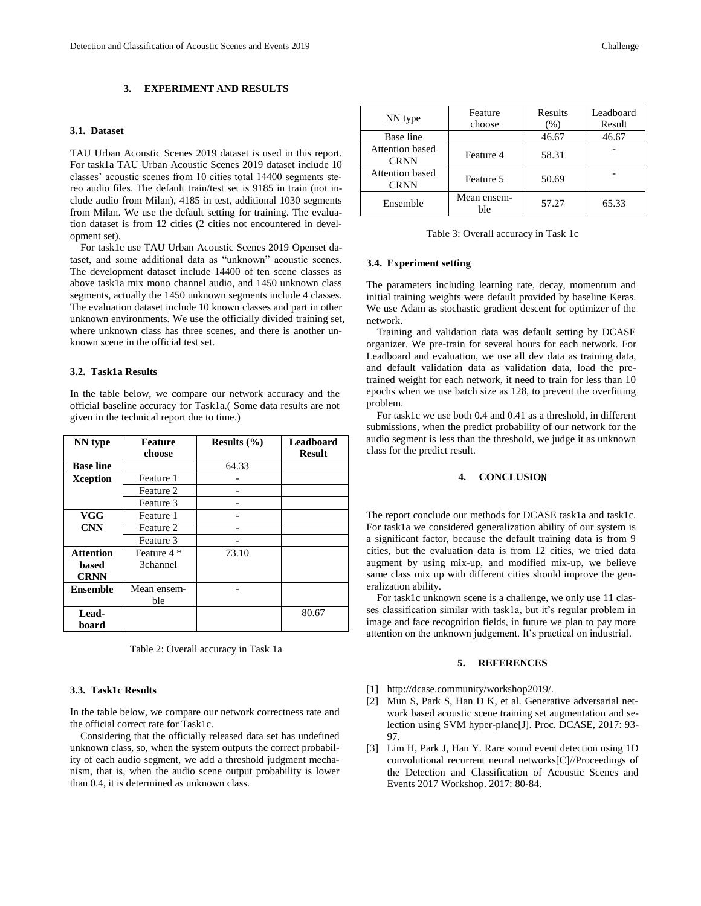## 3. EXPERIMENT AND RESULTS

### 3.1. Dataset

TAU Urban Acoustic Scenes 2019 dataset is used in this report. For task1a TAU Urban Acoustic Scenes 2019 dataset include 10 classes' acoustic scenes from 10 cities total 14400 segments stereo audio files. The default train/test set is 9185 in train (not include audio from Milan), 4185 in test, additional 1030 segments from Milan. We use the default setting for training. The evaluation dataset is from 12 cities (2 cities not encountered in development set).

For task1c use TAU Urban Acoustic Scenes 2019 Openset dataset, and some additional data as "unknown" acoustic scenes. The development dataset include 14400 of ten scene classes as above task1a mix mono channel audio, and 1450 unknown class segments, actually the 1450 unknown segments include 4 classes. The evaluation dataset include 10 known classes and part in other unknown environments. We use the officially divided training set, where unknown class has three scenes, and there is another unknown scene in the official test set.

### 3.2. Task1a Results

In the table below, we compare our network accuracy and the official baseline accuracy for Task1a.( Some data results are not given in the technical report due to time.)

| NN type | Feature choose | Results (%) | Leadboard Result |
|---|---|---|---|
| **Base line** | | 64.33 | |
| **Xception** | Feature 1 | - | |
| | Feature 2 | - | |
| | Feature 3 | - | |
| **VGG CNN** | Feature 1 | - | |
| | Feature 2 | - | |
| | Feature 3 | - | |
| **Attention based CRNN** | Feature 4 * 3channel | 73.10 | |
| **Ensemble** | Mean ensemble | - | |
| **Leadboard** | | | 80.67 |

Table 2: Overall accuracy in Task 1a

### 3.3. Task1c Results

In the table below, we compare our network correctness rate and the official correct rate for Task1c.

Considering that the officially released data set has undefined unknown class, so, when the system outputs the correct probability of each audio segment, we add a threshold judgment mechanism, that is, when the audio scene output probability is lower than 0.4, it is determined as unknown class.

| NN type | Feature choose | Results (%) | Leadboard Result |
|---|---|---|---|
| Base line | | 46.67 | 46.67 |
| Attention based CRNN | Feature 4 | 58.31 | - |
| Attention based CRNN | Feature 5 | 50.69 | - |
| Ensemble | Mean ensemble | 57.27 | 65.33 |

Table 3: Overall accuracy in Task 1c

### 3.4. Experiment setting

The parameters including learning rate, decay, momentum and initial training weights were default provided by baseline Keras. We use Adam as stochastic gradient descent for optimizer of the network.

Training and validation data was default setting by DCASE organizer. We pre-train for several hours for each network. For Leadboard and evaluation, we use all dev data as training data, and default validation data as validation data, load the pre-trained weight for each network, it need to train for less than 10 epochs when we use batch size as 128, to prevent the overfitting problem.

For task1c we use both 0.4 and 0.41 as a threshold, in different submissions, when the predict probability of our network for the audio segment is less than the threshold, we judge it as unknown class for the predict result.

## 4. CONCLUSION

The report conclude our methods for DCASE task1a and task1c. For task1a we considered generalization ability of our system is a significant factor, because the default training data is from 9 cities, but the evaluation data is from 12 cities, we tried data augment by using mix-up, and modified mix-up, we believe same class mix up with different cities should improve the generalization ability.

For task1c unknown scene is a challenge, we only use 11 classes classification similar with task1a, but it's regular problem in image and face recognition fields, in future we plan to pay more attention on the unknown judgement. It's practical on industrial.

## 5. REFERENCES

[1] http://dcase.community/workshop2019/.

[2] Mun S, Park S, Han D K, et al. Generative adversarial network based acoustic scene training set augmentation and selection using SVM hyper-plane[J]. Proc. DCASE, 2017: 93-97.

[3] Lim H, Park J, Han Y. Rare sound event detection using 1D convolutional recurrent neural networks[C]//Proceedings of the Detection and Classification of Acoustic Scenes and Events 2017 Workshop. 2017: 80-84.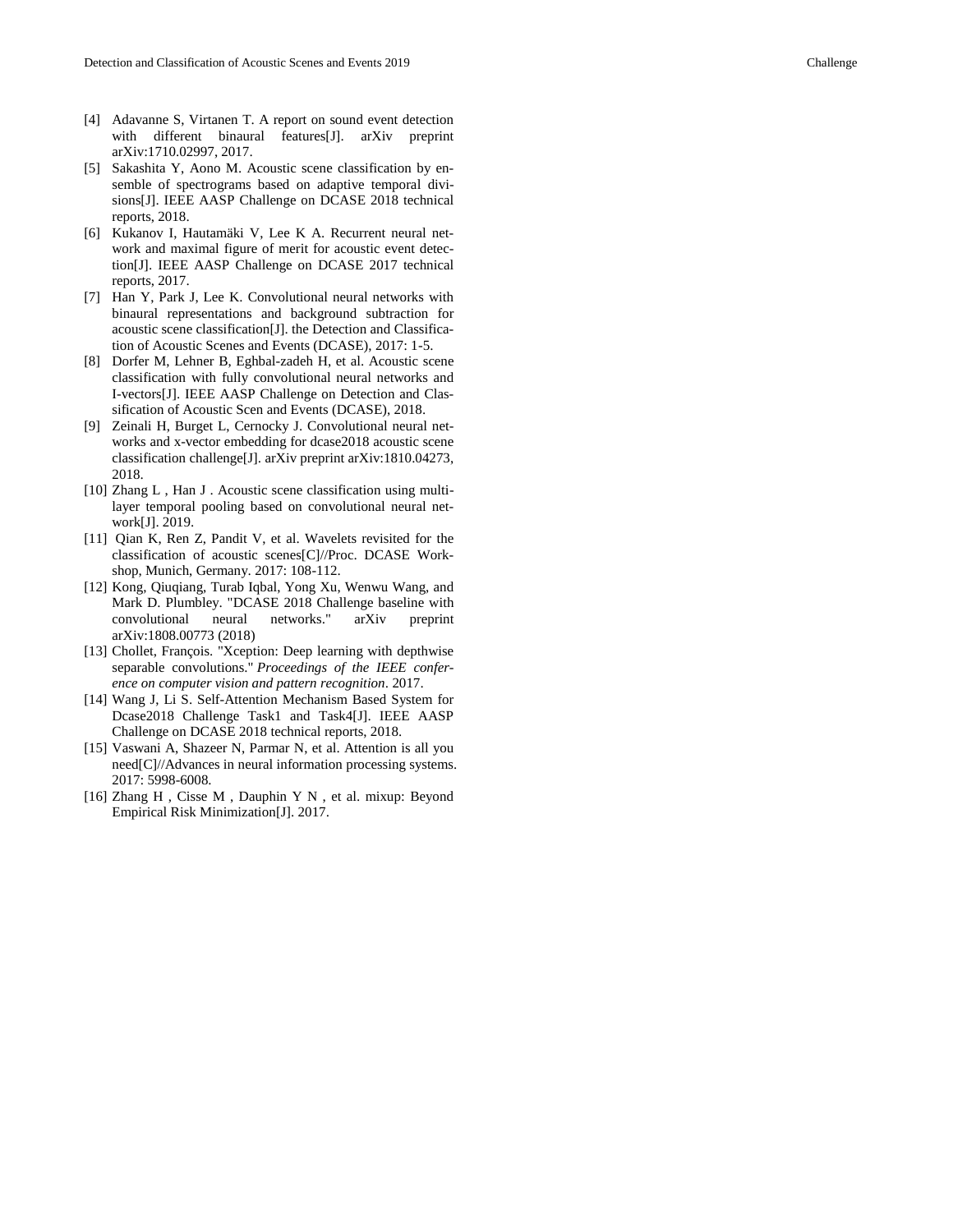[4] Adavanne S, Virtanen T. A report on sound event detection with different binaural features[J]. arXiv preprint arXiv:1710.02997, 2017.

[5] Sakashita Y, Aono M. Acoustic scene classification by ensemble of spectrograms based on adaptive temporal divisions[J]. IEEE AASP Challenge on DCASE 2018 technical reports, 2018.

[6] Kukanov I, Hautamäki V, Lee K A. Recurrent neural network and maximal figure of merit for acoustic event detection[J]. IEEE AASP Challenge on DCASE 2017 technical reports, 2017.

[7] Han Y, Park J, Lee K. Convolutional neural networks with binaural representations and background subtraction for acoustic scene classification[J]. the Detection and Classification of Acoustic Scenes and Events (DCASE), 2017: 1-5.

[8] Dorfer M, Lehner B, Eghbal-zadeh H, et al. Acoustic scene classification with fully convolutional neural networks and I-vectors[J]. IEEE AASP Challenge on Detection and Classification of Acoustic Scen and Events (DCASE), 2018.

[9] Zeinali H, Burget L, Cernocky J. Convolutional neural networks and x-vector embedding for dcase2018 acoustic scene classification challenge[J]. arXiv preprint arXiv:1810.04273, 2018.

[10] Zhang L , Han J . Acoustic scene classification using multi-layer temporal pooling based on convolutional neural network[J]. 2019.

[11] Qian K, Ren Z, Pandit V, et al. Wavelets revisited for the classification of acoustic scenes[C]//Proc. DCASE Workshop, Munich, Germany. 2017: 108-112.

[12] Kong, Qiuqiang, Turab Iqbal, Yong Xu, Wenwu Wang, and Mark D. Plumbley. "DCASE 2018 Challenge baseline with convolutional neural networks." arXiv preprint arXiv:1808.00773 (2018)

[13] Chollet, François. "Xception: Deep learning with depthwise separable convolutions." *Proceedings of the IEEE conference on computer vision and pattern recognition*. 2017.

[14] Wang J, Li S. Self-Attention Mechanism Based System for Dcase2018 Challenge Task1 and Task4[J]. IEEE AASP Challenge on DCASE 2018 technical reports, 2018.

[15] Vaswani A, Shazeer N, Parmar N, et al. Attention is all you need[C]//Advances in neural information processing systems. 2017: 5998-6008.

[16] Zhang H , Cisse M , Dauphin Y N , et al. mixup: Beyond Empirical Risk Minimization[J]. 2017.